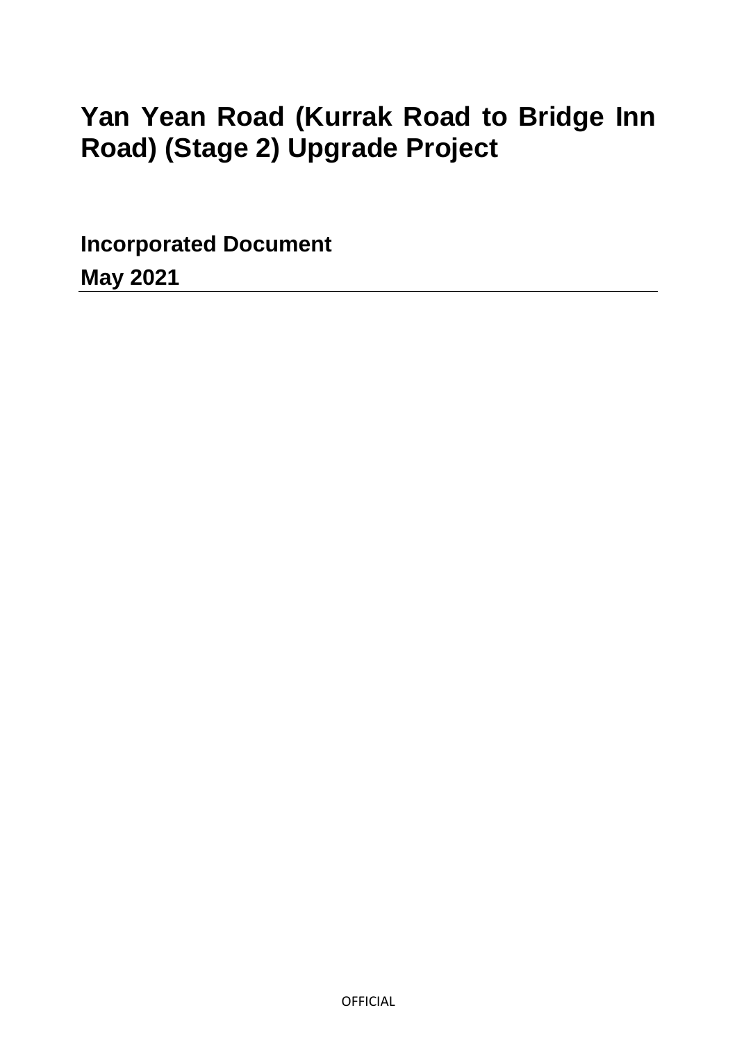# Yan Yean Road (Kurrak Road to Bridge Inn Road) (Stage 2) Upgrade Project

**Incorporated Document**

**May 2021**

OFFICIAL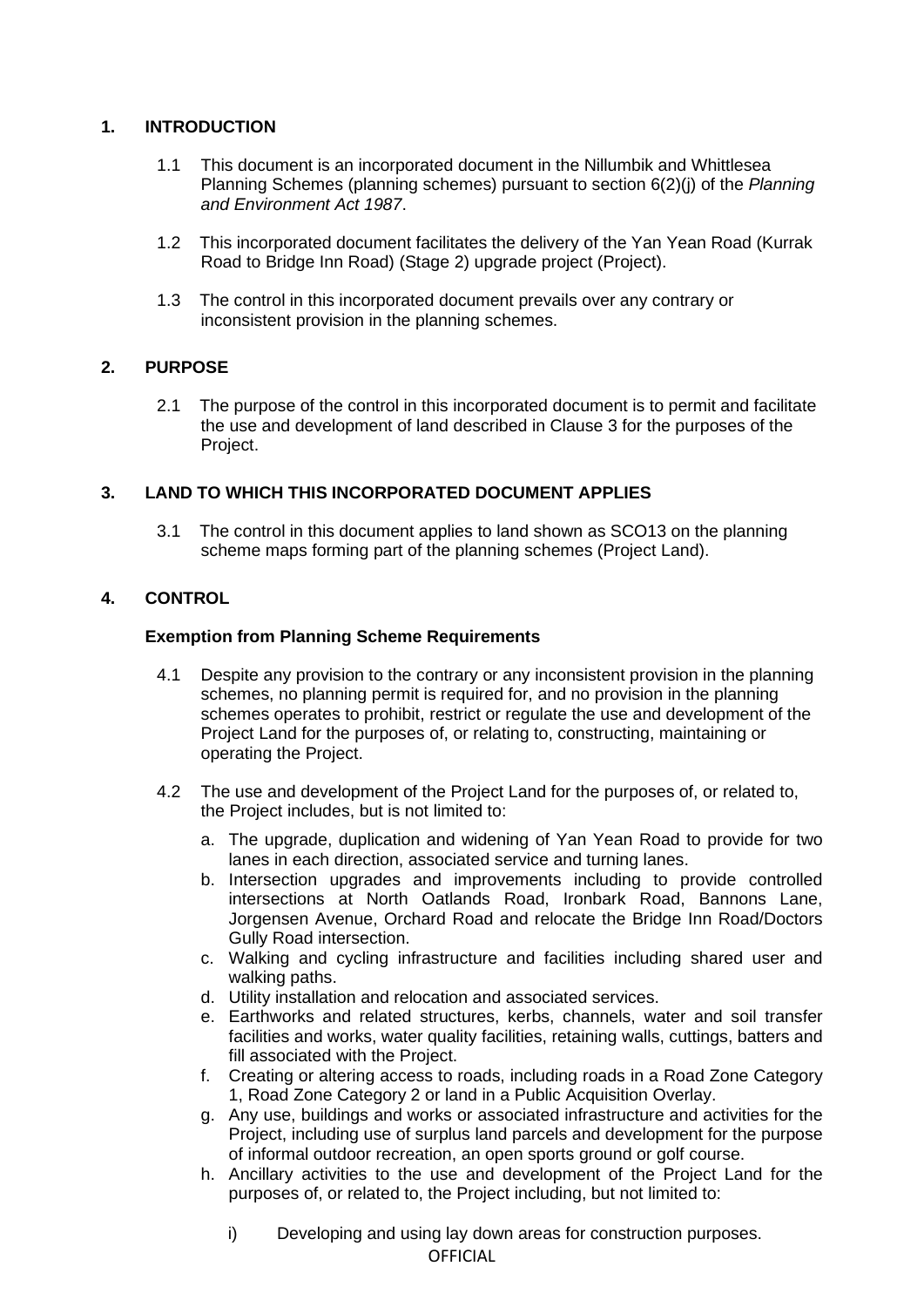## 1. INTRODUCTION

1.1 This document is an incorporated document in the Nillumbik and Whittlesea Planning Schemes (planning schemes) pursuant to section 6(2)(j) of the *Planning and Environment Act 1987*.

1.2 This incorporated document facilitates the delivery of the Yan Yean Road (Kurrak Road to Bridge Inn Road) (Stage 2) upgrade project (Project).

1.3 The control in this incorporated document prevails over any contrary or inconsistent provision in the planning schemes.

## 2. PURPOSE

2.1 The purpose of the control in this incorporated document is to permit and facilitate the use and development of land described in Clause 3 for the purposes of the Project.

## 3. LAND TO WHICH THIS INCORPORATED DOCUMENT APPLIES

3.1 The control in this document applies to land shown as SCO13 on the planning scheme maps forming part of the planning schemes (Project Land).

## 4. CONTROL

### Exemption from Planning Scheme Requirements

4.1 Despite any provision to the contrary or any inconsistent provision in the planning schemes, no planning permit is required for, and no provision in the planning schemes operates to prohibit, restrict or regulate the use and development of the Project Land for the purposes of, or relating to, constructing, maintaining or operating the Project.

4.2 The use and development of the Project Land for the purposes of, or related to, the Project includes, but is not limited to:

a. The upgrade, duplication and widening of Yan Yean Road to provide for two lanes in each direction, associated service and turning lanes.
b. Intersection upgrades and improvements including to provide controlled intersections at North Oatlands Road, Ironbark Road, Bannons Lane, Jorgensen Avenue, Orchard Road and relocate the Bridge Inn Road/Doctors Gully Road intersection.
c. Walking and cycling infrastructure and facilities including shared user and walking paths.
d. Utility installation and relocation and associated services.
e. Earthworks and related structures, kerbs, channels, water and soil transfer facilities and works, water quality facilities, retaining walls, cuttings, batters and fill associated with the Project.
f. Creating or altering access to roads, including roads in a Road Zone Category 1, Road Zone Category 2 or land in a Public Acquisition Overlay.
g. Any use, buildings and works or associated infrastructure and activities for the Project, including use of surplus land parcels and development for the purpose of informal outdoor recreation, an open sports ground or golf course.
h. Ancillary activities to the use and development of the Project Land for the purposes of, or related to, the Project including, but not limited to:

    i) Developing and using lay down areas for construction purposes.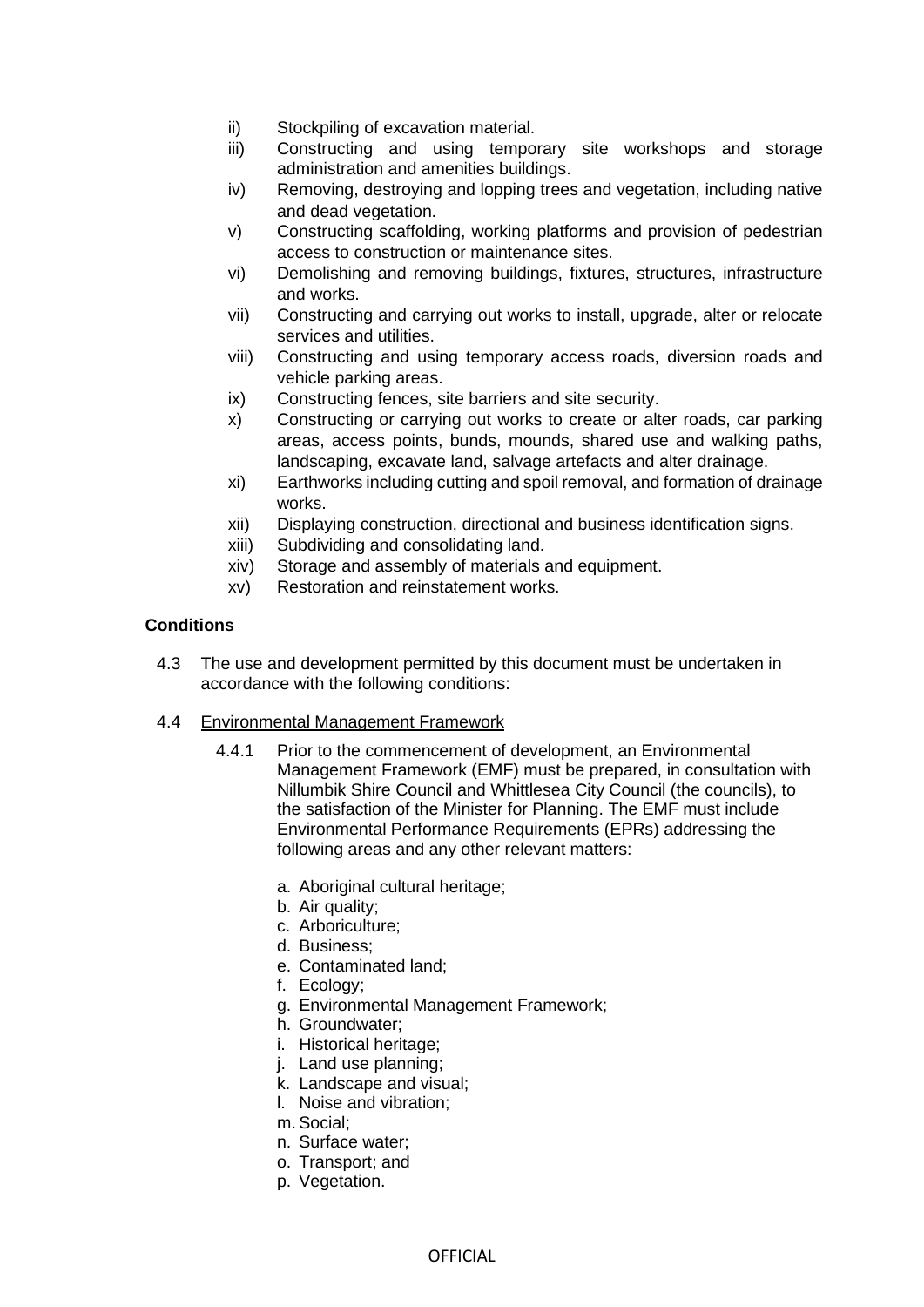ii) Stockpiling of excavation material.

iii) Constructing and using temporary site workshops and storage administration and amenities buildings.

iv) Removing, destroying and lopping trees and vegetation, including native and dead vegetation.

v) Constructing scaffolding, working platforms and provision of pedestrian access to construction or maintenance sites.

vi) Demolishing and removing buildings, fixtures, structures, infrastructure and works.

vii) Constructing and carrying out works to install, upgrade, alter or relocate services and utilities.

viii) Constructing and using temporary access roads, diversion roads and vehicle parking areas.

ix) Constructing fences, site barriers and site security.

x) Constructing or carrying out works to create or alter roads, car parking areas, access points, bunds, mounds, shared use and walking paths, landscaping, excavate land, salvage artefacts and alter drainage.

xi) Earthworks including cutting and spoil removal, and formation of drainage works.

xii) Displaying construction, directional and business identification signs.

xiii) Subdividing and consolidating land.

xiv) Storage and assembly of materials and equipment.

xv) Restoration and reinstatement works.

**Conditions**

4.3 The use and development permitted by this document must be undertaken in accordance with the following conditions:

4.4 Environmental Management Framework

4.4.1 Prior to the commencement of development, an Environmental Management Framework (EMF) must be prepared, in consultation with Nillumbik Shire Council and Whittlesea City Council (the councils), to the satisfaction of the Minister for Planning. The EMF must include Environmental Performance Requirements (EPRs) addressing the following areas and any other relevant matters:

a. Aboriginal cultural heritage;
b. Air quality;
c. Arboriculture;
d. Business;
e. Contaminated land;
f. Ecology;
g. Environmental Management Framework;
h. Groundwater;
i. Historical heritage;
j. Land use planning;
k. Landscape and visual;
l. Noise and vibration;
m. Social;
n. Surface water;
o. Transport; and
p. Vegetation.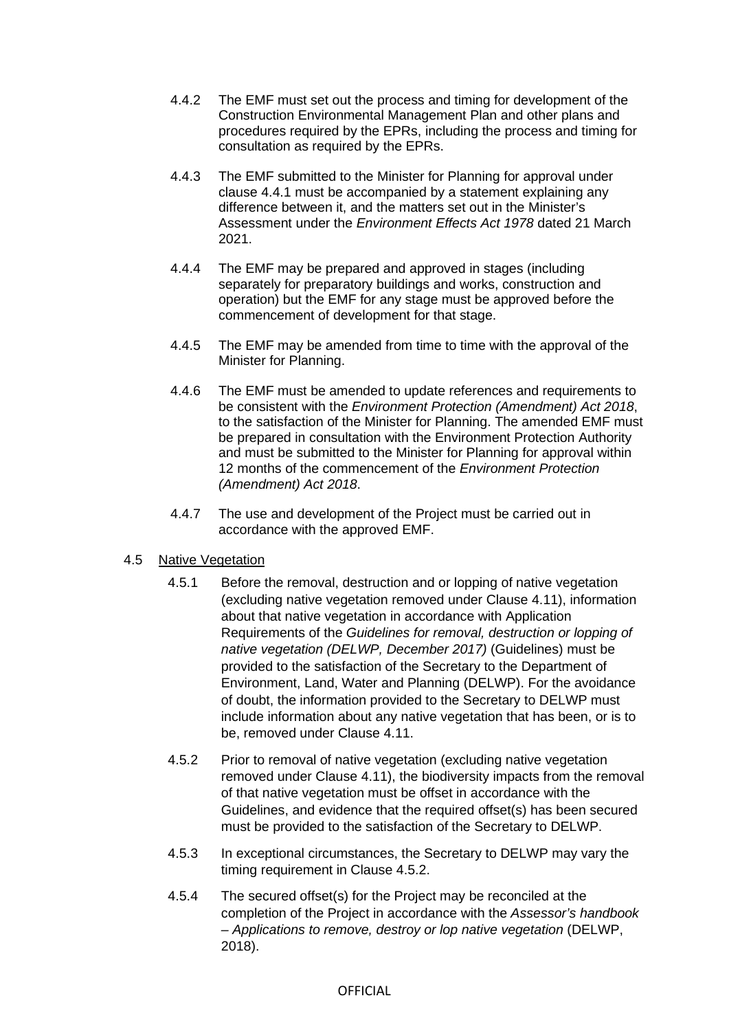4.4.2 The EMF must set out the process and timing for development of the Construction Environmental Management Plan and other plans and procedures required by the EPRs, including the process and timing for consultation as required by the EPRs.

4.4.3 The EMF submitted to the Minister for Planning for approval under clause 4.4.1 must be accompanied by a statement explaining any difference between it, and the matters set out in the Minister's Assessment under the *Environment Effects Act 1978* dated 21 March 2021.

4.4.4 The EMF may be prepared and approved in stages (including separately for preparatory buildings and works, construction and operation) but the EMF for any stage must be approved before the commencement of development for that stage.

4.4.5 The EMF may be amended from time to time with the approval of the Minister for Planning.

4.4.6 The EMF must be amended to update references and requirements to be consistent with the *Environment Protection (Amendment) Act 2018*, to the satisfaction of the Minister for Planning. The amended EMF must be prepared in consultation with the Environment Protection Authority and must be submitted to the Minister for Planning for approval within 12 months of the commencement of the *Environment Protection (Amendment) Act 2018*.

4.4.7 The use and development of the Project must be carried out in accordance with the approved EMF.

4.5 Native Vegetation

4.5.1 Before the removal, destruction and or lopping of native vegetation (excluding native vegetation removed under Clause 4.11), information about that native vegetation in accordance with Application Requirements of the *Guidelines for removal, destruction or lopping of native vegetation (DELWP, December 2017)* (Guidelines) must be provided to the satisfaction of the Secretary to the Department of Environment, Land, Water and Planning (DELWP). For the avoidance of doubt, the information provided to the Secretary to DELWP must include information about any native vegetation that has been, or is to be, removed under Clause 4.11.

4.5.2 Prior to removal of native vegetation (excluding native vegetation removed under Clause 4.11), the biodiversity impacts from the removal of that native vegetation must be offset in accordance with the Guidelines, and evidence that the required offset(s) has been secured must be provided to the satisfaction of the Secretary to DELWP.

4.5.3 In exceptional circumstances, the Secretary to DELWP may vary the timing requirement in Clause 4.5.2.

4.5.4 The secured offset(s) for the Project may be reconciled at the completion of the Project in accordance with the *Assessor's handbook – Applications to remove, destroy or lop native vegetation* (DELWP, 2018).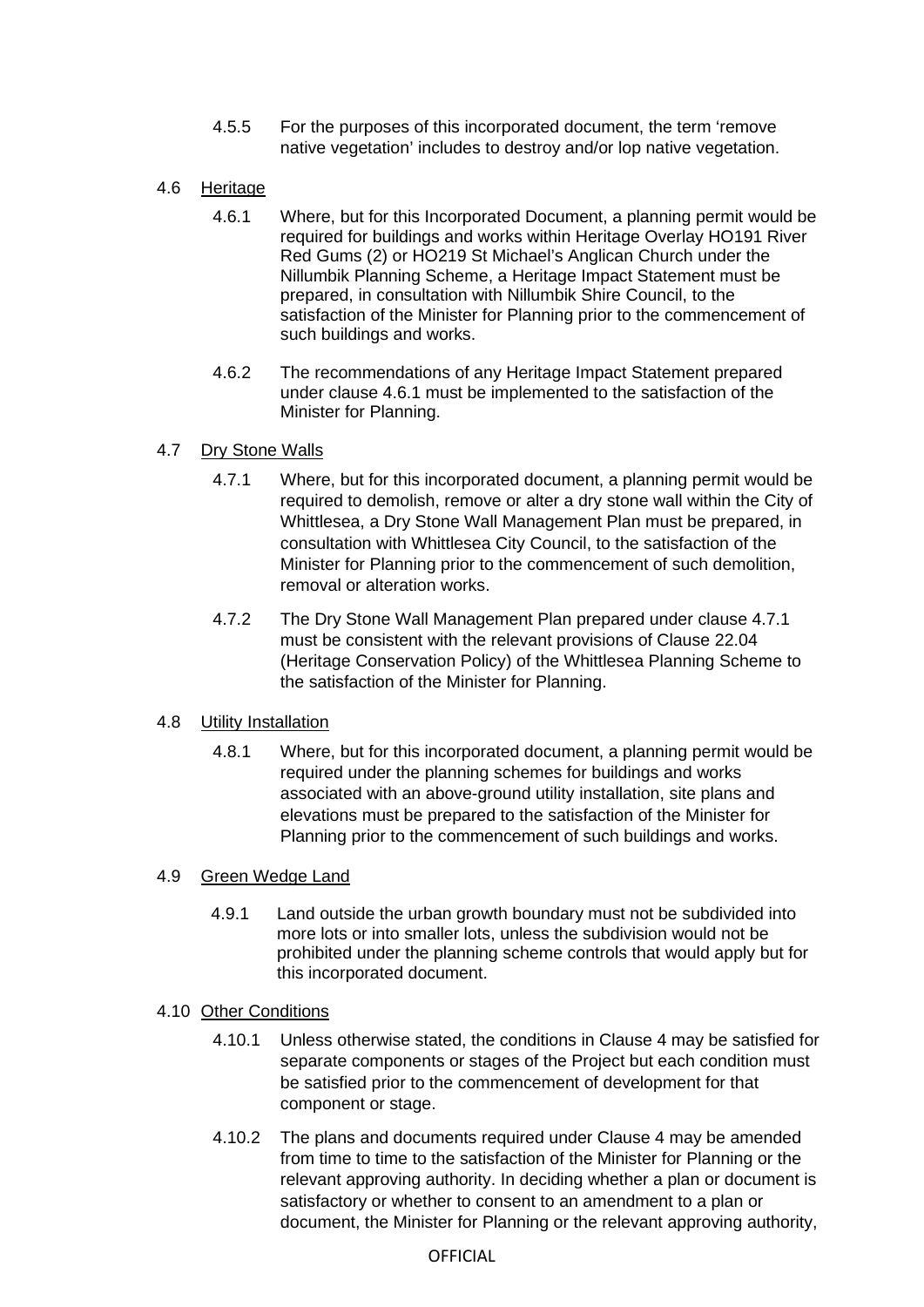4.5.5 For the purposes of this incorporated document, the term 'remove native vegetation' includes to destroy and/or lop native vegetation.

4.6 Heritage

4.6.1 Where, but for this Incorporated Document, a planning permit would be required for buildings and works within Heritage Overlay HO191 River Red Gums (2) or HO219 St Michael's Anglican Church under the Nillumbik Planning Scheme, a Heritage Impact Statement must be prepared, in consultation with Nillumbik Shire Council, to the satisfaction of the Minister for Planning prior to the commencement of such buildings and works.

4.6.2 The recommendations of any Heritage Impact Statement prepared under clause 4.6.1 must be implemented to the satisfaction of the Minister for Planning.

4.7 Dry Stone Walls

4.7.1 Where, but for this incorporated document, a planning permit would be required to demolish, remove or alter a dry stone wall within the City of Whittlesea, a Dry Stone Wall Management Plan must be prepared, in consultation with Whittlesea City Council, to the satisfaction of the Minister for Planning prior to the commencement of such demolition, removal or alteration works.

4.7.2 The Dry Stone Wall Management Plan prepared under clause 4.7.1 must be consistent with the relevant provisions of Clause 22.04 (Heritage Conservation Policy) of the Whittlesea Planning Scheme to the satisfaction of the Minister for Planning.

4.8 Utility Installation

4.8.1 Where, but for this incorporated document, a planning permit would be required under the planning schemes for buildings and works associated with an above-ground utility installation, site plans and elevations must be prepared to the satisfaction of the Minister for Planning prior to the commencement of such buildings and works.

4.9 Green Wedge Land

4.9.1 Land outside the urban growth boundary must not be subdivided into more lots or into smaller lots, unless the subdivision would not be prohibited under the planning scheme controls that would apply but for this incorporated document.

4.10 Other Conditions

4.10.1 Unless otherwise stated, the conditions in Clause 4 may be satisfied for separate components or stages of the Project but each condition must be satisfied prior to the commencement of development for that component or stage.

4.10.2 The plans and documents required under Clause 4 may be amended from time to time to the satisfaction of the Minister for Planning or the relevant approving authority. In deciding whether a plan or document is satisfactory or whether to consent to an amendment to a plan or document, the Minister for Planning or the relevant approving authority,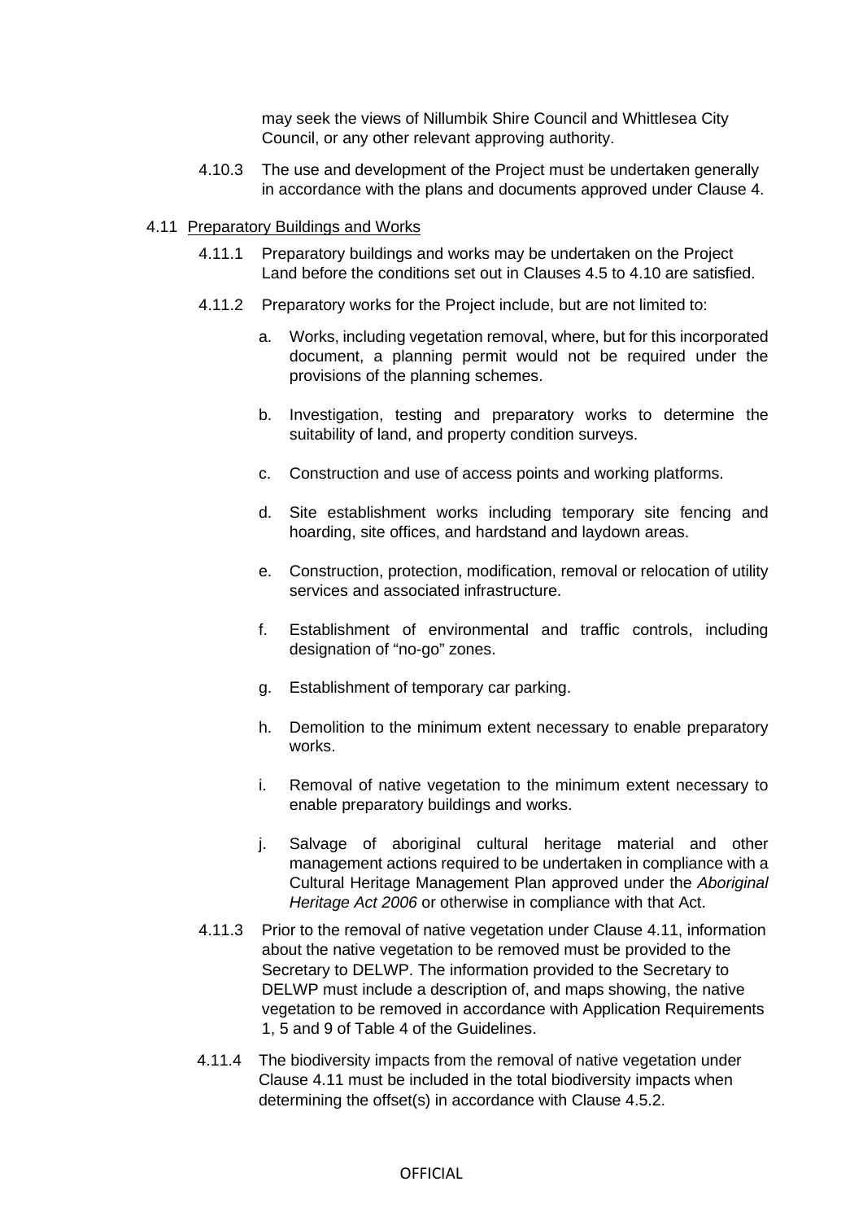may seek the views of Nillumbik Shire Council and Whittlesea City Council, or any other relevant approving authority.

4.10.3 The use and development of the Project must be undertaken generally in accordance with the plans and documents approved under Clause 4.

4.11 Preparatory Buildings and Works

4.11.1 Preparatory buildings and works may be undertaken on the Project Land before the conditions set out in Clauses 4.5 to 4.10 are satisfied.

4.11.2 Preparatory works for the Project include, but are not limited to:

a. Works, including vegetation removal, where, but for this incorporated document, a planning permit would not be required under the provisions of the planning schemes.

b. Investigation, testing and preparatory works to determine the suitability of land, and property condition surveys.

c. Construction and use of access points and working platforms.

d. Site establishment works including temporary site fencing and hoarding, site offices, and hardstand and laydown areas.

e. Construction, protection, modification, removal or relocation of utility services and associated infrastructure.

f. Establishment of environmental and traffic controls, including designation of "no-go" zones.

g. Establishment of temporary car parking.

h. Demolition to the minimum extent necessary to enable preparatory works.

i. Removal of native vegetation to the minimum extent necessary to enable preparatory buildings and works.

j. Salvage of aboriginal cultural heritage material and other management actions required to be undertaken in compliance with a Cultural Heritage Management Plan approved under the *Aboriginal Heritage Act 2006* or otherwise in compliance with that Act.

4.11.3 Prior to the removal of native vegetation under Clause 4.11, information about the native vegetation to be removed must be provided to the Secretary to DELWP. The information provided to the Secretary to DELWP must include a description of, and maps showing, the native vegetation to be removed in accordance with Application Requirements 1, 5 and 9 of Table 4 of the Guidelines.

4.11.4 The biodiversity impacts from the removal of native vegetation under Clause 4.11 must be included in the total biodiversity impacts when determining the offset(s) in accordance with Clause 4.5.2.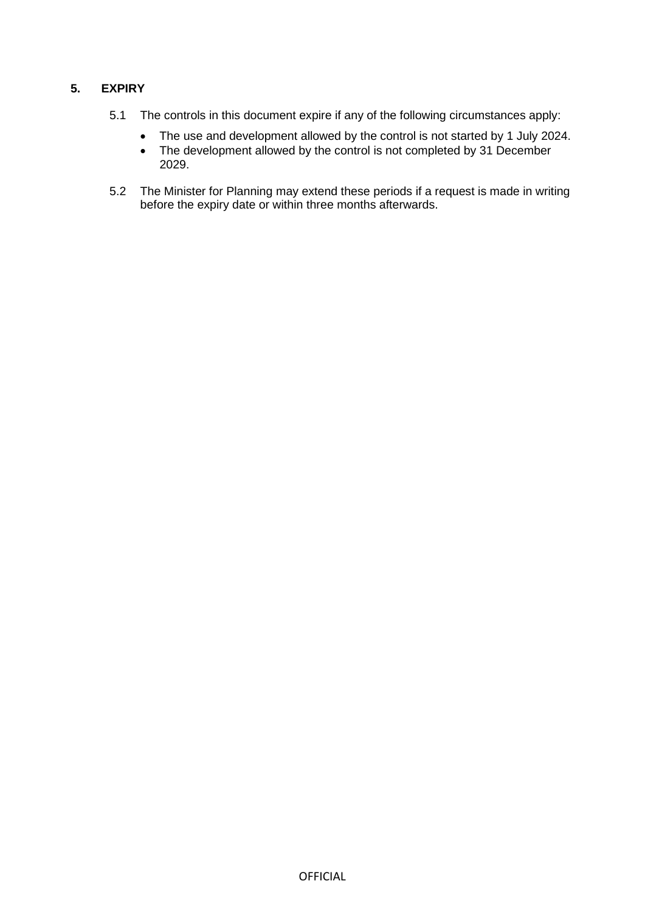## 5. EXPIRY

5.1 The controls in this document expire if any of the following circumstances apply:

- The use and development allowed by the control is not started by 1 July 2024.
- The development allowed by the control is not completed by 31 December 2029.

5.2 The Minister for Planning may extend these periods if a request is made in writing before the expiry date or within three months afterwards.